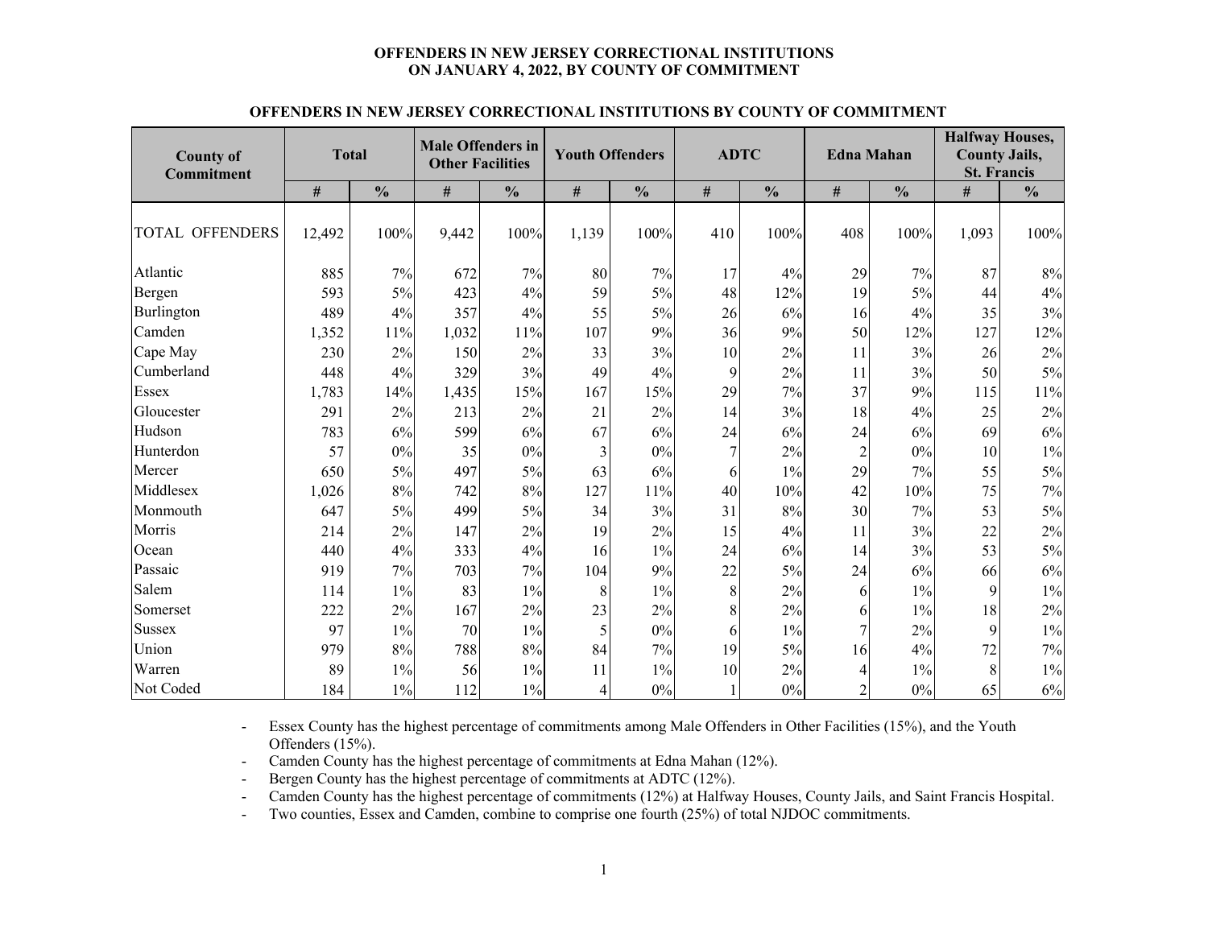# OFFENDERS IN NEW JERSEY CORRECTIONAL INSTITUTIONS ON JANUARY 4, 2022, BY COUNTY OF COMMITMENT

## OFFENDERS IN NEW JERSEY CORRECTIONAL INSTITUTIONS BY COUNTY OF COMMITMENT

| County of Commitment | Total | | Male Offenders in Other Facilities | | Youth Offenders | | ADTC | | Edna Mahan | | Halfway Houses, County Jails, St. Francis | |
|---|---|---|---|---|---|---|---|---|---|---|---|---|
| | # | % | # | % | # | % | # | % | # | % | # | % |
| TOTAL OFFENDERS | 12,492 | 100% | 9,442 | 100% | 1,139 | 100% | 410 | 100% | 408 | 100% | 1,093 | 100% |
| Atlantic | 885 | 7% | 672 | 7% | 80 | 7% | 17 | 4% | 29 | 7% | 87 | 8% |
| Bergen | 593 | 5% | 423 | 4% | 59 | 5% | 48 | 12% | 19 | 5% | 44 | 4% |
| Burlington | 489 | 4% | 357 | 4% | 55 | 5% | 26 | 6% | 16 | 4% | 35 | 3% |
| Camden | 1,352 | 11% | 1,032 | 11% | 107 | 9% | 36 | 9% | 50 | 12% | 127 | 12% |
| Cape May | 230 | 2% | 150 | 2% | 33 | 3% | 10 | 2% | 11 | 3% | 26 | 2% |
| Cumberland | 448 | 4% | 329 | 3% | 49 | 4% | 9 | 2% | 11 | 3% | 50 | 5% |
| Essex | 1,783 | 14% | 1,435 | 15% | 167 | 15% | 29 | 7% | 37 | 9% | 115 | 11% |
| Gloucester | 291 | 2% | 213 | 2% | 21 | 2% | 14 | 3% | 18 | 4% | 25 | 2% |
| Hudson | 783 | 6% | 599 | 6% | 67 | 6% | 24 | 6% | 24 | 6% | 69 | 6% |
| Hunterdon | 57 | 0% | 35 | 0% | 3 | 0% | 7 | 2% | 2 | 0% | 10 | 1% |
| Mercer | 650 | 5% | 497 | 5% | 63 | 6% | 6 | 1% | 29 | 7% | 55 | 5% |
| Middlesex | 1,026 | 8% | 742 | 8% | 127 | 11% | 40 | 10% | 42 | 10% | 75 | 7% |
| Monmouth | 647 | 5% | 499 | 5% | 34 | 3% | 31 | 8% | 30 | 7% | 53 | 5% |
| Morris | 214 | 2% | 147 | 2% | 19 | 2% | 15 | 4% | 11 | 3% | 22 | 2% |
| Ocean | 440 | 4% | 333 | 4% | 16 | 1% | 24 | 6% | 14 | 3% | 53 | 5% |
| Passaic | 919 | 7% | 703 | 7% | 104 | 9% | 22 | 5% | 24 | 6% | 66 | 6% |
| Salem | 114 | 1% | 83 | 1% | 8 | 1% | 8 | 2% | 6 | 1% | 9 | 1% |
| Somerset | 222 | 2% | 167 | 2% | 23 | 2% | 8 | 2% | 6 | 1% | 18 | 2% |
| Sussex | 97 | 1% | 70 | 1% | 5 | 0% | 6 | 1% | 7 | 2% | 9 | 1% |
| Union | 979 | 8% | 788 | 8% | 84 | 7% | 19 | 5% | 16 | 4% | 72 | 7% |
| Warren | 89 | 1% | 56 | 1% | 11 | 1% | 10 | 2% | 4 | 1% | 8 | 1% |
| Not Coded | 184 | 1% | 112 | 1% | 4 | 0% | 1 | 0% | 2 | 0% | 65 | 6% |

- Essex County has the highest percentage of commitments among Male Offenders in Other Facilities (15%), and the Youth Offenders (15%).
- Camden County has the highest percentage of commitments at Edna Mahan (12%).
- Bergen County has the highest percentage of commitments at ADTC (12%).
- Camden County has the highest percentage of commitments (12%) at Halfway Houses, County Jails, and Saint Francis Hospital.
- Two counties, Essex and Camden, combine to comprise one fourth (25%) of total NJDOC commitments.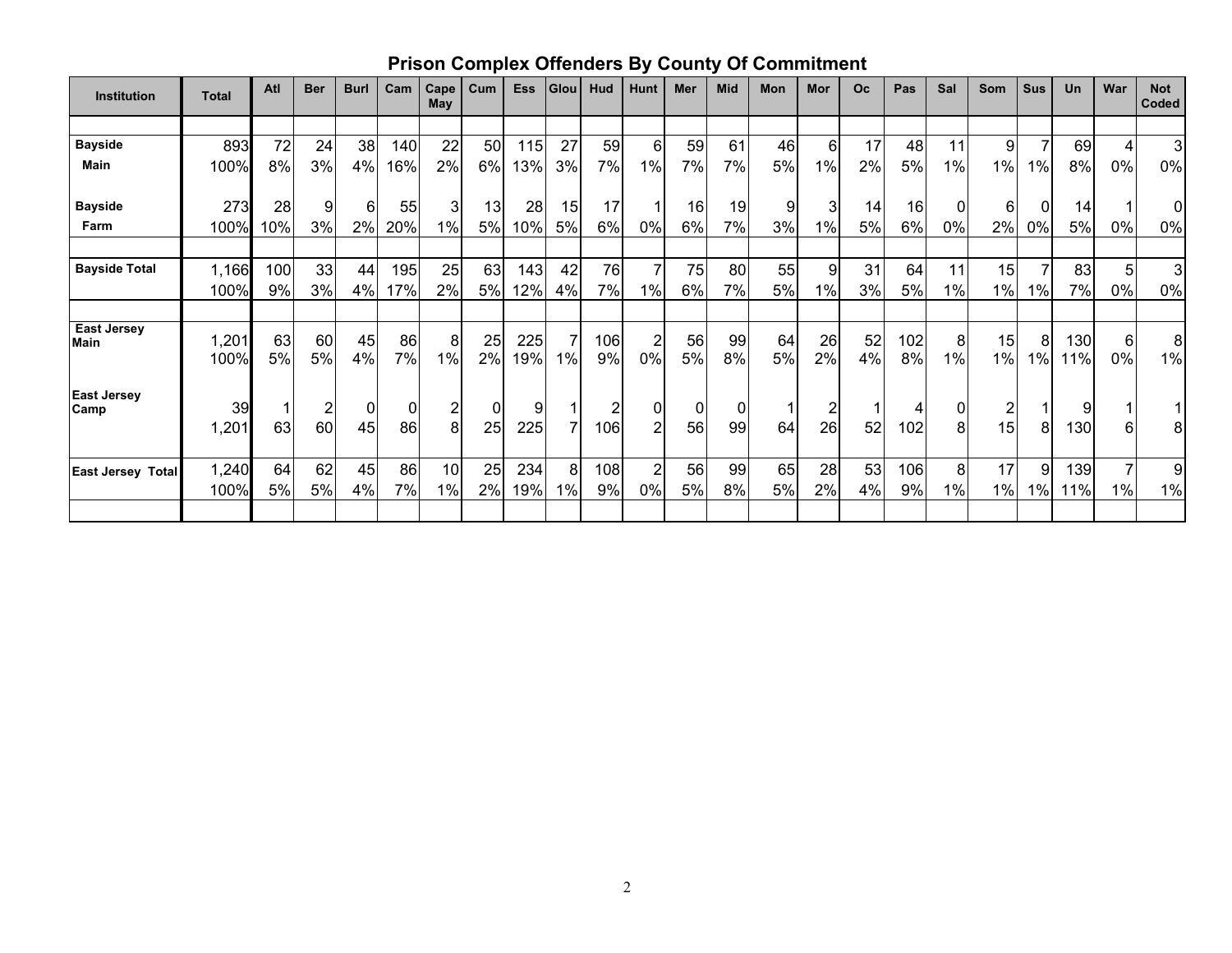## Prison Complex Offenders By County Of Commitment

| Institution | Total | Atl | Ber | Burl | Cam | Cape May | Cum | Ess | Glou | Hud | Hunt | Mer | Mid | Mon | Mor | Oc | Pas | Sal | Som | Sus | Un | War | Not Coded |
|---|---|---|---|---|---|---|---|---|---|---|---|---|---|---|---|---|---|---|---|---|---|---|---|
| Bayside Main | 893 | 72 | 24 | 38 | 140 | 22 | 50 | 115 | 27 | 59 | 6 | 59 | 61 | 46 | 6 | 17 | 48 | 11 | 9 | 7 | 69 | 4 | 3 |
| | 100% | 8% | 3% | 4% | 16% | 2% | 6% | 13% | 3% | 7% | 1% | 7% | 7% | 5% | 1% | 2% | 5% | 1% | 1% | 1% | 8% | 0% | 0% |
| Bayside Farm | 273 | 28 | 9 | 6 | 55 | 3 | 13 | 28 | 15 | 17 | 1 | 16 | 19 | 9 | 3 | 14 | 16 | 0 | 6 | 0 | 14 | 1 | 0 |
| | 100% | 10% | 3% | 2% | 20% | 1% | 5% | 10% | 5% | 6% | 0% | 6% | 7% | 3% | 1% | 5% | 6% | 0% | 2% | 0% | 5% | 0% | 0% |
| Bayside Total | 1,166 | 100 | 33 | 44 | 195 | 25 | 63 | 143 | 42 | 76 | 7 | 75 | 80 | 55 | 9 | 31 | 64 | 11 | 15 | 7 | 83 | 5 | 3 |
| | 100% | 9% | 3% | 4% | 17% | 2% | 5% | 12% | 4% | 7% | 1% | 6% | 7% | 5% | 1% | 3% | 5% | 1% | 1% | 1% | 7% | 0% | 0% |
| East Jersey Main | 1,201 | 63 | 60 | 45 | 86 | 8 | 25 | 225 | 7 | 106 | 2 | 56 | 99 | 64 | 26 | 52 | 102 | 8 | 15 | 8 | 130 | 6 | 8 |
| | 100% | 5% | 5% | 4% | 7% | 1% | 2% | 19% | 1% | 9% | 0% | 5% | 8% | 5% | 2% | 4% | 8% | 1% | 1% | 1% | 11% | 0% | 1% |
| East Jersey Camp | 39 | 1 | 2 | 0 | 0 | 2 | 0 | 9 | 1 | 2 | 0 | 0 | 0 | 1 | 2 | 1 | 4 | 0 | 2 | 1 | 9 | 1 | 1 |
| | 1,201 | 63 | 60 | 45 | 86 | 8 | 25 | 225 | 7 | 106 | 2 | 56 | 99 | 64 | 26 | 52 | 102 | 8 | 15 | 8 | 130 | 6 | 8 |
| East Jersey Total | 1,240 | 64 | 62 | 45 | 86 | 10 | 25 | 234 | 8 | 108 | 2 | 56 | 99 | 65 | 28 | 53 | 106 | 8 | 17 | 9 | 139 | 7 | 9 |
| | 100% | 5% | 5% | 4% | 7% | 1% | 2% | 19% | 1% | 9% | 0% | 5% | 8% | 5% | 2% | 4% | 9% | 1% | 1% | 1% | 11% | 1% | 1% |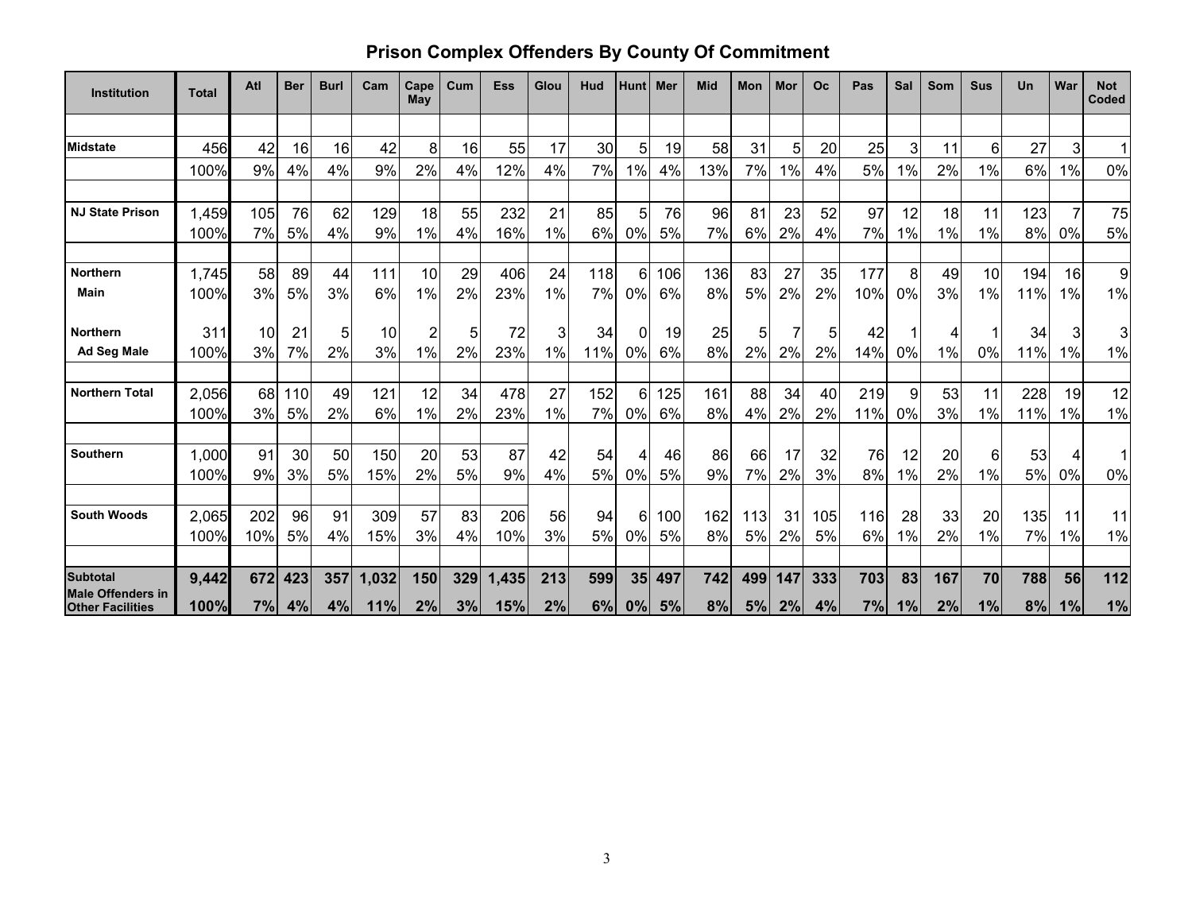# Prison Complex Offenders By County Of Commitment

| Institution | Total | Atl | Ber | Burl | Cam | Cape May | Cum | Ess | Glou | Hud | Hunt | Mer | Mid | Mon | Mor | Oc | Pas | Sal | Som | Sus | Un | War | Not Coded |
|---|---|---|---|---|---|---|---|---|---|---|---|---|---|---|---|---|---|---|---|---|---|---|---|
| Midstate | 456 | 42 | 16 | 16 | 42 | 8 | 16 | 55 | 17 | 30 | 5 | 19 | 58 | 31 | 5 | 20 | 25 | 3 | 11 | 6 | 27 | 3 | 1 |
| | 100% | 9% | 4% | 4% | 9% | 2% | 4% | 12% | 4% | 7% | 1% | 4% | 13% | 7% | 1% | 4% | 5% | 1% | 2% | 1% | 6% | 1% | 0% |
| NJ State Prison | 1,459 | 105 | 76 | 62 | 129 | 18 | 55 | 232 | 21 | 85 | 5 | 76 | 96 | 81 | 23 | 52 | 97 | 12 | 18 | 11 | 123 | 7 | 75 |
| | 100% | 7% | 5% | 4% | 9% | 1% | 4% | 16% | 1% | 6% | 0% | 5% | 7% | 6% | 2% | 4% | 7% | 1% | 1% | 1% | 8% | 0% | 5% |
| Northern Main | 1,745 | 58 | 89 | 44 | 111 | 10 | 29 | 406 | 24 | 118 | 6 | 106 | 136 | 83 | 27 | 35 | 177 | 8 | 49 | 10 | 194 | 16 | 9 |
| | 100% | 3% | 5% | 3% | 6% | 1% | 2% | 23% | 1% | 7% | 0% | 6% | 8% | 5% | 2% | 2% | 10% | 0% | 3% | 1% | 11% | 1% | 1% |
| Northern Ad Seg Male | 311 | 10 | 21 | 5 | 10 | 2 | 5 | 72 | 3 | 34 | 0 | 19 | 25 | 5 | 7 | 5 | 42 | 1 | 4 | 1 | 34 | 3 | 3 |
| | 100% | 3% | 7% | 2% | 3% | 1% | 2% | 23% | 1% | 11% | 0% | 6% | 8% | 2% | 2% | 2% | 14% | 0% | 1% | 0% | 11% | 1% | 1% |
| Northern Total | 2,056 | 68 | 110 | 49 | 121 | 12 | 34 | 478 | 27 | 152 | 6 | 125 | 161 | 88 | 34 | 40 | 219 | 9 | 53 | 11 | 228 | 19 | 12 |
| | 100% | 3% | 5% | 2% | 6% | 1% | 2% | 23% | 1% | 7% | 0% | 6% | 8% | 4% | 2% | 2% | 11% | 0% | 3% | 1% | 11% | 1% | 1% |
| Southern | 1,000 | 91 | 30 | 50 | 150 | 20 | 53 | 87 | 42 | 54 | 4 | 46 | 86 | 66 | 17 | 32 | 76 | 12 | 20 | 6 | 53 | 4 | 1 |
| | 100% | 9% | 3% | 5% | 15% | 2% | 5% | 9% | 4% | 5% | 0% | 5% | 9% | 7% | 2% | 3% | 8% | 1% | 2% | 1% | 5% | 0% | 0% |
| South Woods | 2,065 | 202 | 96 | 91 | 309 | 57 | 83 | 206 | 56 | 94 | 6 | 100 | 162 | 113 | 31 | 105 | 116 | 28 | 33 | 20 | 135 | 11 | 11 |
| | 100% | 10% | 5% | 4% | 15% | 3% | 4% | 10% | 3% | 5% | 0% | 5% | 8% | 5% | 2% | 5% | 6% | 1% | 2% | 1% | 7% | 1% | 1% |
| **Subtotal** | **9,442** | **672** | **423** | **357** | **1,032** | **150** | **329** | **1,435** | **213** | **599** | **35** | **497** | **742** | **499** | **147** | **333** | **703** | **83** | **167** | **70** | **788** | **56** | **112** |
| **Male Offenders in Other Facilities** | **100%** | **7%** | **4%** | **4%** | **11%** | **2%** | **3%** | **15%** | **2%** | **6%** | **0%** | **5%** | **8%** | **5%** | **2%** | **4%** | **7%** | **1%** | **2%** | **1%** | **8%** | **1%** | **1%** |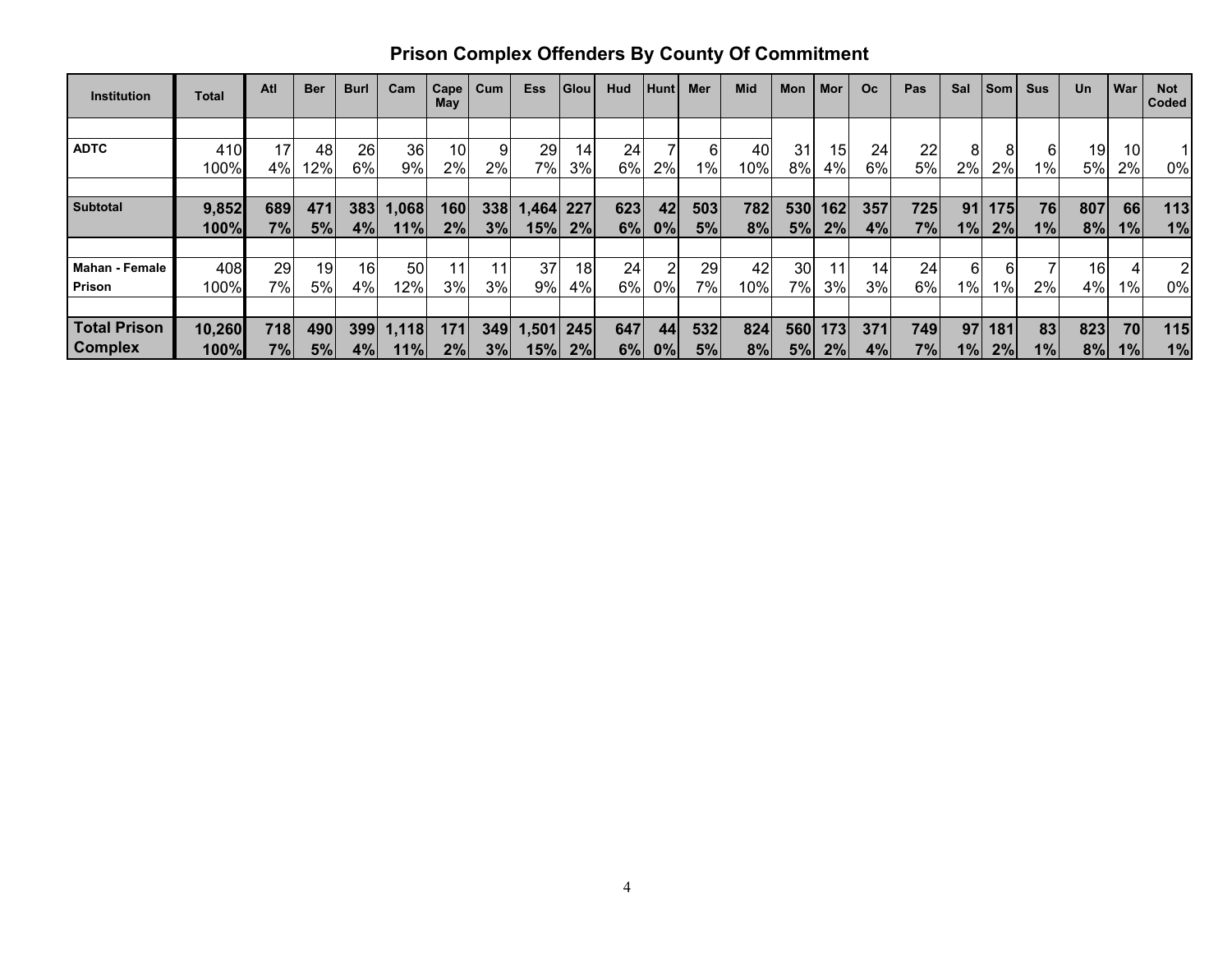## Prison Complex Offenders By County Of Commitment

| Institution | Total | Atl | Ber | Burl | Cam | Cape May | Cum | Ess | Glou | Hud | Hunt | Mer | Mid | Mon | Mor | Oc | Pas | Sal | Som | Sus | Un | War | Not Coded |
|---|---|---|---|---|---|---|---|---|---|---|---|---|---|---|---|---|---|---|---|---|---|---|---|
| ADTC | 410 | 17 | 48 | 26 | 36 | 10 | 9 | 29 | 14 | 24 | 7 | 6 | 40 | 31 | 15 | 24 | 22 | 8 | 8 | 6 | 19 | 10 | 1 |
| | 100% | 4% | 12% | 6% | 9% | 2% | 2% | 7% | 3% | 6% | 2% | 1% | 10% | 8% | 4% | 6% | 5% | 2% | 2% | 1% | 5% | 2% | 0% |
| **Subtotal** | **9,852** | **689** | **471** | **383** | **1,068** | **160** | **338** | **1,464** | **227** | **623** | **42** | **503** | **782** | **530** | **162** | **357** | **725** | **91** | **175** | **76** | **807** | **66** | **113** |
| | **100%** | **7%** | **5%** | **4%** | **11%** | **2%** | **3%** | **15%** | **2%** | **6%** | **0%** | **5%** | **8%** | **5%** | **2%** | **4%** | **7%** | **1%** | **2%** | **1%** | **8%** | **1%** | **1%** |
| Mahan - Female Prison | 408 | 29 | 19 | 16 | 50 | 11 | 11 | 37 | 18 | 24 | 2 | 29 | 42 | 30 | 11 | 14 | 24 | 6 | 6 | 7 | 16 | 4 | 2 |
| | 100% | 7% | 5% | 4% | 12% | 3% | 3% | 9% | 4% | 6% | 0% | 7% | 10% | 7% | 3% | 3% | 6% | 1% | 1% | 2% | 4% | 1% | 0% |
| **Total Prison Complex** | **10,260** | **718** | **490** | **399** | **1,118** | **171** | **349** | **1,501** | **245** | **647** | **44** | **532** | **824** | **560** | **173** | **371** | **749** | **97** | **181** | **83** | **823** | **70** | **115** |
| | **100%** | **7%** | **5%** | **4%** | **11%** | **2%** | **3%** | **15%** | **2%** | **6%** | **0%** | **5%** | **8%** | **5%** | **2%** | **4%** | **7%** | **1%** | **2%** | **1%** | **8%** | **1%** | **1%** |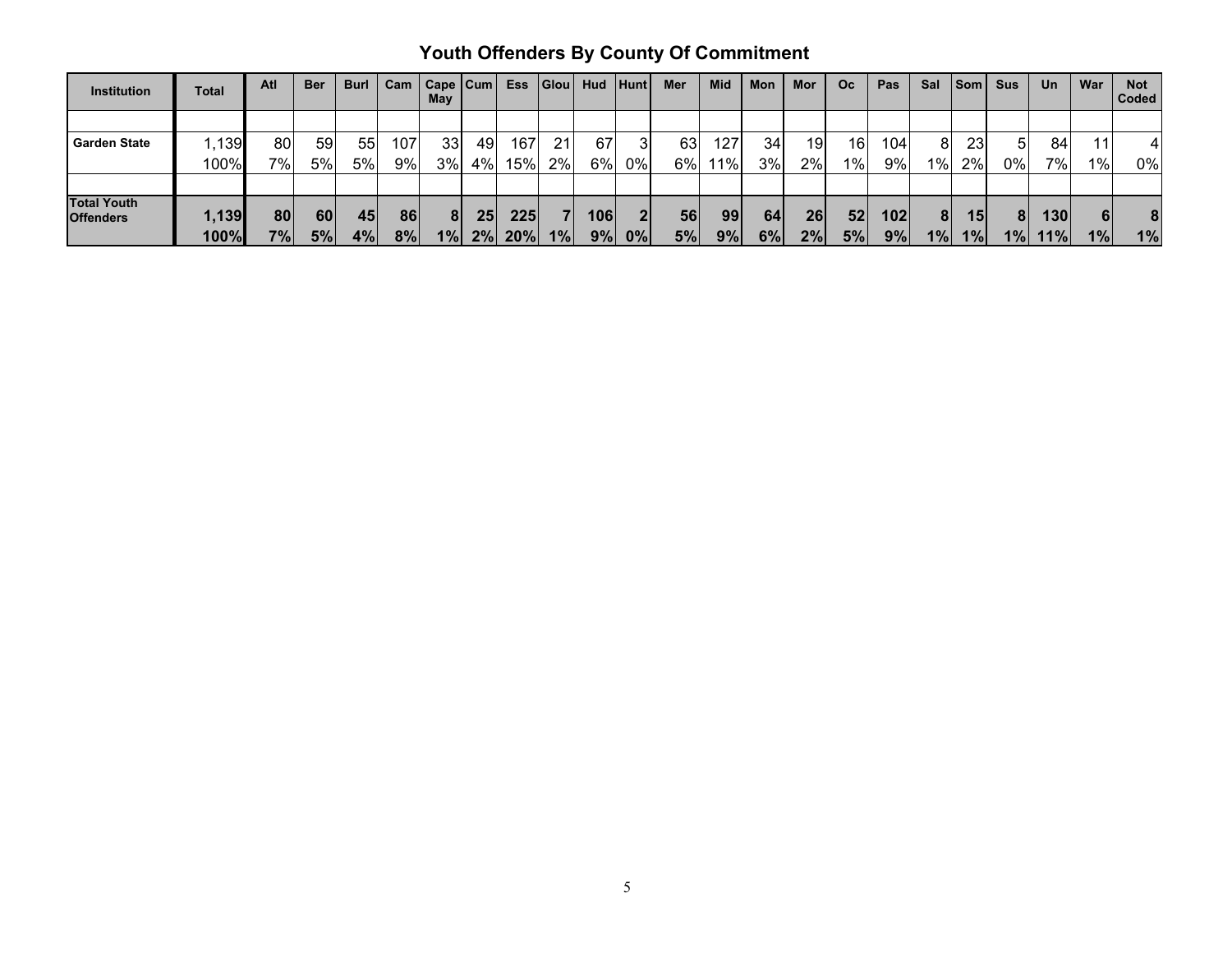## Youth Offenders By County Of Commitment

| Institution | Total | Atl | Ber | Burl | Cam | Cape May | Cum | Ess | Glou | Hud | Hunt | Mer | Mid | Mon | Mor | Oc | Pas | Sal | Som | Sus | Un | War | Not Coded |
|---|---|---|---|---|---|---|---|---|---|---|---|---|---|---|---|---|---|---|---|---|---|---|---|
| | | | | | | | | | | | | | | | | | | | | | | | |
| **Garden State** | 1,139 | 80 | 59 | 55 | 107 | 33 | 49 | 167 | 21 | 67 | 3 | 63 | 127 | 34 | 19 | 16 | 104 | 8 | 23 | 5 | 84 | 11 | 4 |
| | 100% | 7% | 5% | 5% | 9% | 3% | 4% | 15% | 2% | 6% | 0% | 6% | 11% | 3% | 2% | 1% | 9% | 1% | 2% | 0% | 7% | 1% | 0% |
| | | | | | | | | | | | | | | | | | | | | | | | |
| **Total Youth Offenders** | **1,139** | **80** | **60** | **45** | **86** | **8** | **25** | **225** | **7** | **106** | **2** | **56** | **99** | **64** | **26** | **52** | **102** | **8** | **15** | **8** | **130** | **6** | **8** |
| | **100%** | **7%** | **5%** | **4%** | **8%** | **1%** | **2%** | **20%** | **1%** | **9%** | **0%** | **5%** | **9%** | **6%** | **2%** | **5%** | **9%** | **1%** | **1%** | **1%** | **11%** | **1%** | **1%** |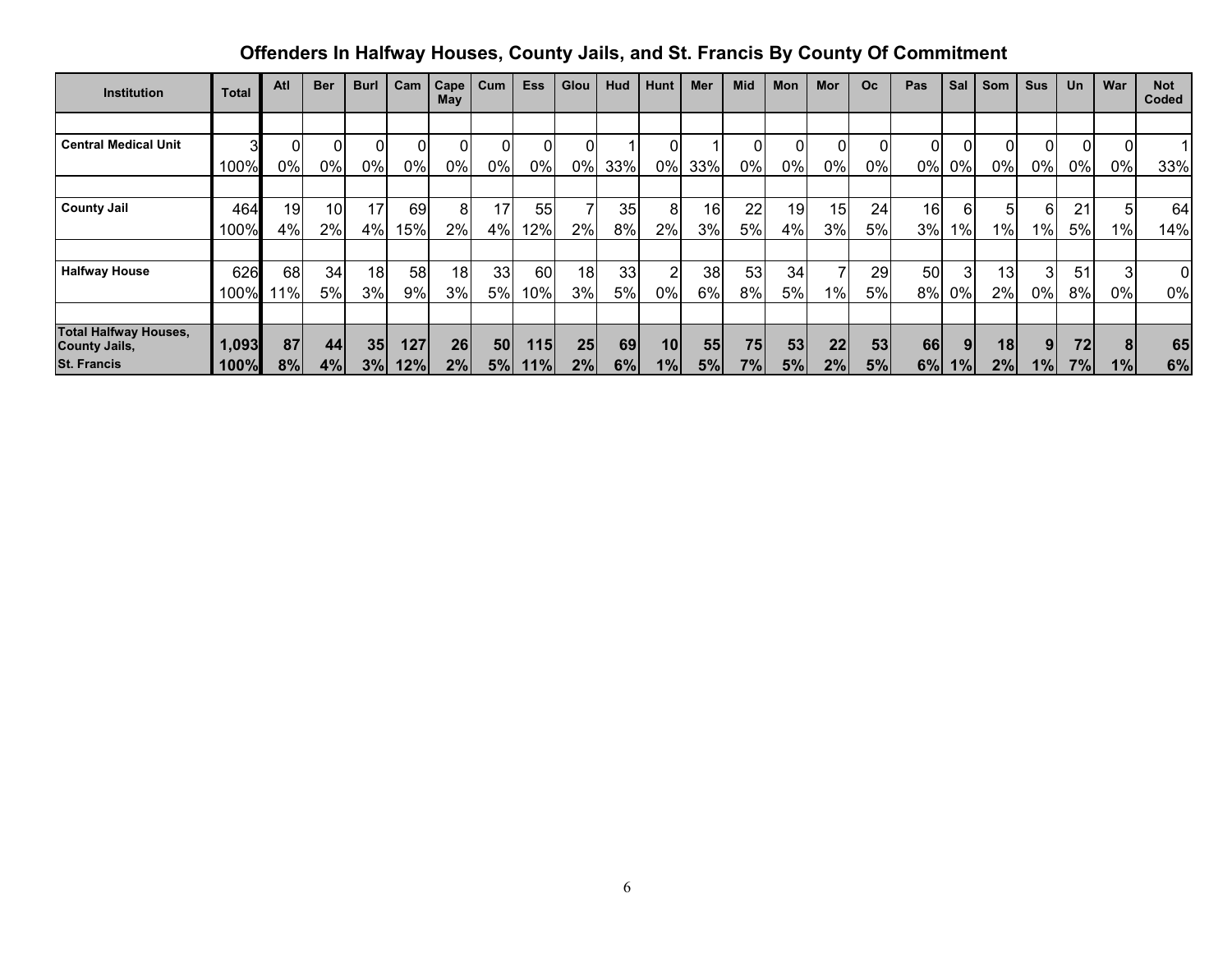## Offenders In Halfway Houses, County Jails, and St. Francis By County Of Commitment

| Institution | Total | Atl | Ber | Burl | Cam | Cape May | Cum | Ess | Glou | Hud | Hunt | Mer | Mid | Mon | Mor | Oc | Pas | Sal | Som | Sus | Un | War | Not Coded |
|---|---|---|---|---|---|---|---|---|---|---|---|---|---|---|---|---|---|---|---|---|---|---|---|
| **Central Medical Unit** | 3 | 0 | 0 | 0 | 0 | 0 | 0 | 0 | 0 | 1 | 0 | 1 | 0 | 0 | 0 | 0 | 0 | 0 | 0 | 0 | 0 | 0 | 1 |
| | 100% | 0% | 0% | 0% | 0% | 0% | 0% | 0% | 0% | 33% | 0% | 33% | 0% | 0% | 0% | 0% | 0% | 0% | 0% | 0% | 0% | 0% | 33% |
| **County Jail** | 464 | 19 | 10 | 17 | 69 | 8 | 17 | 55 | 7 | 35 | 8 | 16 | 22 | 19 | 15 | 24 | 16 | 6 | 5 | 6 | 21 | 5 | 64 |
| | 100% | 4% | 2% | 4% | 15% | 2% | 4% | 12% | 2% | 8% | 2% | 3% | 5% | 4% | 3% | 5% | 3% | 1% | 1% | 1% | 5% | 1% | 14% |
| **Halfway House** | 626 | 68 | 34 | 18 | 58 | 18 | 33 | 60 | 18 | 33 | 2 | 38 | 53 | 34 | 7 | 29 | 50 | 3 | 13 | 3 | 51 | 3 | 0 |
| | 100% | 11% | 5% | 3% | 9% | 3% | 5% | 10% | 3% | 5% | 0% | 6% | 8% | 5% | 1% | 5% | 8% | 0% | 2% | 0% | 8% | 0% | 0% |
| **Total Halfway Houses, County Jails, St. Francis** | **1,093** | **87** | **44** | **35** | **127** | **26** | **50** | **115** | **25** | **69** | **10** | **55** | **75** | **53** | **22** | **53** | **66** | **9** | **18** | **9** | **72** | **8** | **65** |
| | **100%** | **8%** | **4%** | **3%** | **12%** | **2%** | **5%** | **11%** | **2%** | **6%** | **1%** | **5%** | **7%** | **5%** | **2%** | **5%** | **6%** | **1%** | **2%** | **1%** | **7%** | **1%** | **6%** |